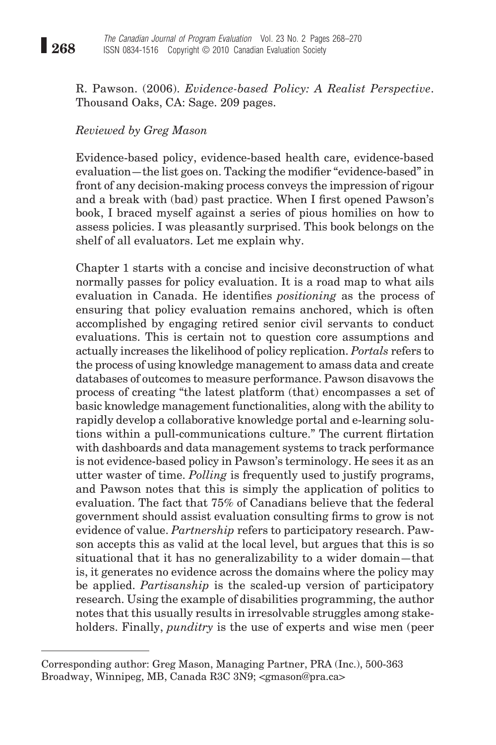R. Pawson. (2006). *Evidence-based Policy: A Realist Perspective*. Thousand Oaks, CA: Sage. 209 pages.

*Reviewed by Greg Mason*

Evidence-based policy, evidence-based health care, evidence-based evaluation—the list goes on. Tacking the modifier "evidence-based" in front of any decision-making process conveys the impression of rigour and a break with (bad) past practice. When I first opened Pawson's book, I braced myself against a series of pious homilies on how to assess policies. I was pleasantly surprised. This book belongs on the shelf of all evaluators. Let me explain why.

Chapter 1 starts with a concise and incisive deconstruction of what normally passes for policy evaluation. It is a road map to what ails evaluation in Canada. He identifies *positioning* as the process of ensuring that policy evaluation remains anchored, which is often accomplished by engaging retired senior civil servants to conduct evaluations. This is certain not to question core assumptions and actually increases the likelihood of policy replication. *Portals* refers to the process of using knowledge management to amass data and create databases of outcomes to measure performance. Pawson disavows the process of creating "the latest platform (that) encompasses a set of basic knowledge management functionalities, along with the ability to rapidly develop a collaborative knowledge portal and e-learning solutions within a pull-communications culture." The current flirtation with dashboards and data management systems to track performance is not evidence-based policy in Pawson's terminology. He sees it as an utter waster of time. *Polling* is frequently used to justify programs, and Pawson notes that this is simply the application of politics to evaluation. The fact that 75% of Canadians believe that the federal government should assist evaluation consulting firms to grow is not evidence of value. *Partnership* refers to participatory research. Pawson accepts this as valid at the local level, but argues that this is so situational that it has no generalizability to a wider domain—that is, it generates no evidence across the domains where the policy may be applied. *Partisanship* is the scaled-up version of participatory research. Using the example of disabilities programming, the author notes that this usually results in irresolvable struggles among stakeholders. Finally, *punditry* is the use of experts and wise men (peer

---

Corresponding author: Greg Mason, Managing Partner, PRA (Inc.), 500-363 Broadway, Winnipeg, MB, Canada R3C 3N9; <gmason@pra.ca>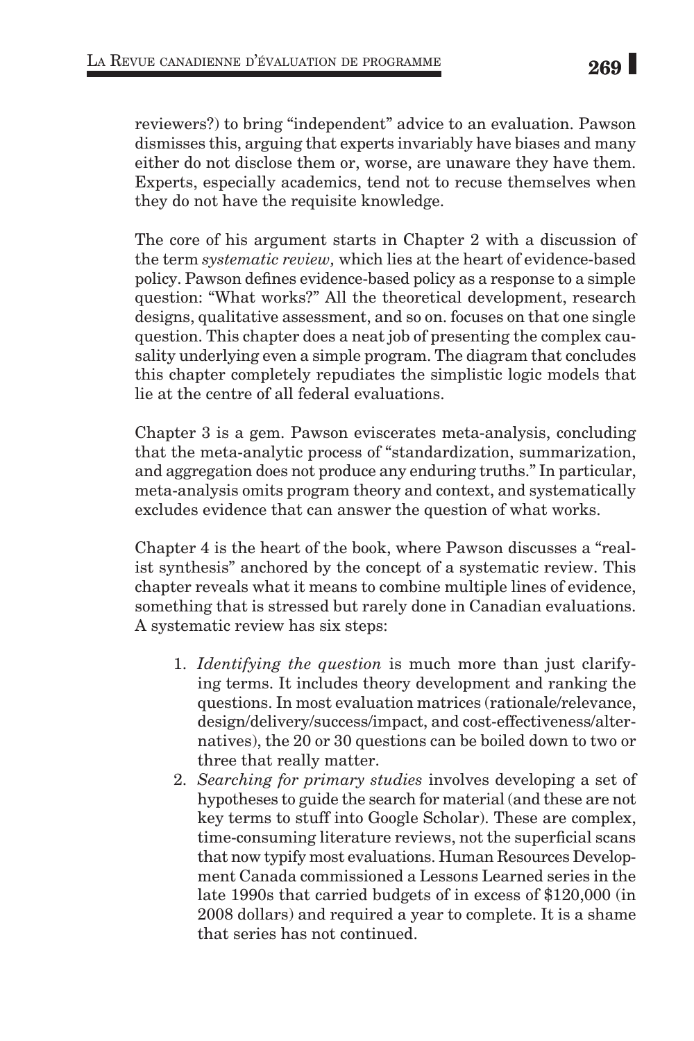reviewers?) to bring "independent" advice to an evaluation. Pawson dismisses this, arguing that experts invariably have biases and many either do not disclose them or, worse, are unaware they have them. Experts, especially academics, tend not to recuse themselves when they do not have the requisite knowledge.

The core of his argument starts in Chapter 2 with a discussion of the term *systematic review,* which lies at the heart of evidence-based policy. Pawson defines evidence-based policy as a response to a simple question: "What works?" All the theoretical development, research designs, qualitative assessment, and so on. focuses on that one single question. This chapter does a neat job of presenting the complex causality underlying even a simple program. The diagram that concludes this chapter completely repudiates the simplistic logic models that lie at the centre of all federal evaluations.

Chapter 3 is a gem. Pawson eviscerates meta-analysis, concluding that the meta-analytic process of "standardization, summarization, and aggregation does not produce any enduring truths." In particular, meta-analysis omits program theory and context, and systematically excludes evidence that can answer the question of what works.

Chapter 4 is the heart of the book, where Pawson discusses a "realist synthesis" anchored by the concept of a systematic review. This chapter reveals what it means to combine multiple lines of evidence, something that is stressed but rarely done in Canadian evaluations. A systematic review has six steps:

1. *Identifying the question* is much more than just clarifying terms. It includes theory development and ranking the questions. In most evaluation matrices (rationale/relevance, design/delivery/success/impact, and cost-effectiveness/alternatives), the 20 or 30 questions can be boiled down to two or three that really matter.
2. *Searching for primary studies* involves developing a set of hypotheses to guide the search for material (and these are not key terms to stuff into Google Scholar). These are complex, time-consuming literature reviews, not the superficial scans that now typify most evaluations. Human Resources Development Canada commissioned a Lessons Learned series in the late 1990s that carried budgets of in excess of $120,000 (in 2008 dollars) and required a year to complete. It is a shame that series has not continued.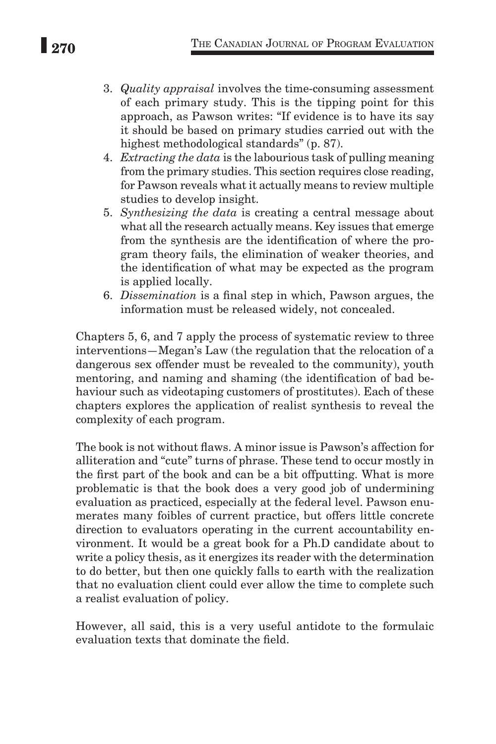3. *Quality appraisal* involves the time-consuming assessment of each primary study. This is the tipping point for this approach, as Pawson writes: "If evidence is to have its say it should be based on primary studies carried out with the highest methodological standards" (p. 87).
4. *Extracting the data* is the labourious task of pulling meaning from the primary studies. This section requires close reading, for Pawson reveals what it actually means to review multiple studies to develop insight.
5. *Synthesizing the data* is creating a central message about what all the research actually means. Key issues that emerge from the synthesis are the identification of where the program theory fails, the elimination of weaker theories, and the identification of what may be expected as the program is applied locally.
6. *Dissemination* is a final step in which, Pawson argues, the information must be released widely, not concealed.

Chapters 5, 6, and 7 apply the process of systematic review to three interventions—Megan's Law (the regulation that the relocation of a dangerous sex offender must be revealed to the community), youth mentoring, and naming and shaming (the identification of bad behaviour such as videotaping customers of prostitutes). Each of these chapters explores the application of realist synthesis to reveal the complexity of each program.

The book is not without flaws. A minor issue is Pawson's affection for alliteration and "cute" turns of phrase. These tend to occur mostly in the first part of the book and can be a bit offputting. What is more problematic is that the book does a very good job of undermining evaluation as practiced, especially at the federal level. Pawson enumerates many foibles of current practice, but offers little concrete direction to evaluators operating in the current accountability environment. It would be a great book for a Ph.D candidate about to write a policy thesis, as it energizes its reader with the determination to do better, but then one quickly falls to earth with the realization that no evaluation client could ever allow the time to complete such a realist evaluation of policy.

However, all said, this is a very useful antidote to the formulaic evaluation texts that dominate the field.